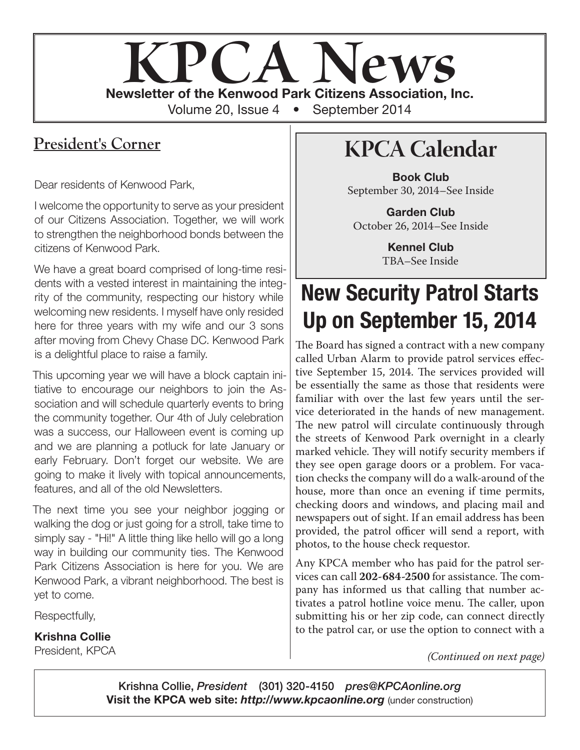# KPCA News

**Newsletter of the Kenwood Park Citizens Association, Inc.**

Volume 20, Issue 4 • September 2014

## President's Corner

Dear residents of Kenwood Park,

I welcome the opportunity to serve as your president of our Citizens Association. Together, we will work to strengthen the neighborhood bonds between the citizens of Kenwood Park.

We have a great board comprised of long-time residents with a vested interest in maintaining the integrity of the community, respecting our history while welcoming new residents. I myself have only resided here for three years with my wife and our 3 sons after moving from Chevy Chase DC. Kenwood Park is a delightful place to raise a family.

This upcoming year we will have a block captain initiative to encourage our neighbors to join the Association and will schedule quarterly events to bring the community together. Our 4th of July celebration was a success, our Halloween event is coming up and we are planning a potluck for late January or early February. Don't forget our website. We are going to make it lively with topical announcements, features, and all of the old Newsletters.

The next time you see your neighbor jogging or walking the dog or just going for a stroll, take time to simply say - "Hi!" A little thing like hello will go a long way in building our community ties. The Kenwood Park Citizens Association is here for you. We are Kenwood Park, a vibrant neighborhood. The best is yet to come.

Respectfully,

**Krishna Collie**
President, KPCA

## KPCA Calendar

**Book Club**
September 30, 2014–See Inside

**Garden Club**
October 26, 2014–See Inside

**Kennel Club**
TBA–See Inside

## New Security Patrol Starts Up on September 15, 2014

The Board has signed a contract with a new company called Urban Alarm to provide patrol services effective September 15, 2014. The services provided will be essentially the same as those that residents were familiar with over the last few years until the service deteriorated in the hands of new management. The new patrol will circulate continuously through the streets of Kenwood Park overnight in a clearly marked vehicle. They will notify security members if they see open garage doors or a problem. For vacation checks the company will do a walk-around of the house, more than once an evening if time permits, checking doors and windows, and placing mail and newspapers out of sight. If an email address has been provided, the patrol officer will send a report, with photos, to the house check requestor.

Any KPCA member who has paid for the patrol services can call **202-684-2500** for assistance. The company has informed us that calling that number activates a patrol hotline voice menu. The caller, upon submitting his or her zip code, can connect directly to the patrol car, or use the option to connect with a

*(Continued on next page)*

Krishna Collie, *President* (301) 320-4150 *pres@KPCAonline.org*
**Visit the KPCA web site: *http://www.kpcaonline.org*** (under construction)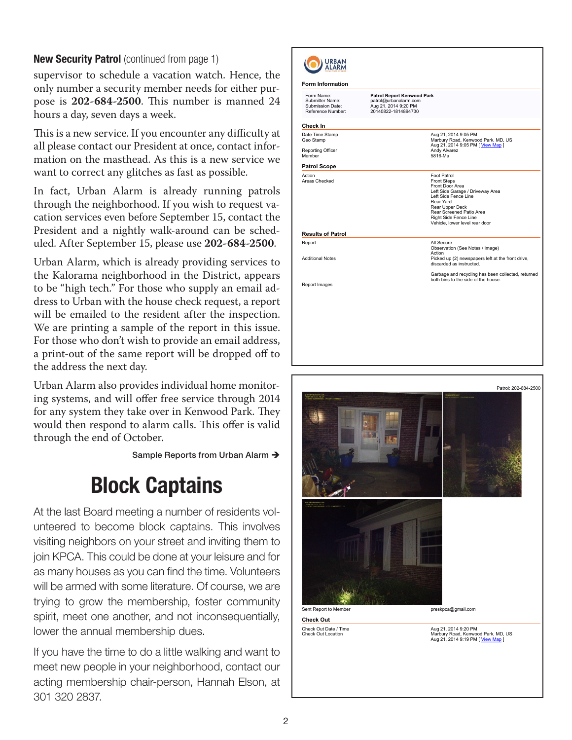**New Security Patrol** (continued from page 1)

supervisor to schedule a vacation watch. Hence, the only number a security member needs for either purpose is **202-684-2500**. This number is manned 24 hours a day, seven days a week.

This is a new service. If you encounter any difficulty at all please contact our President at once, contact information on the masthead. As this is a new service we want to correct any glitches as fast as possible.

In fact, Urban Alarm is already running patrols through the neighborhood. If you wish to request vacation services even before September 15, contact the President and a nightly walk-around can be scheduled. After September 15, please use **202-684-2500**.

Urban Alarm, which is already providing services to the Kalorama neighborhood in the District, appears to be "high tech." For those who supply an email address to Urban with the house check request, a report will be emailed to the resident after the inspection. We are printing a sample of the report in this issue. For those who don't wish to provide an email address, a print-out of the same report will be dropped off to the address the next day.

Urban Alarm also provides individual home monitoring systems, and will offer free service through 2014 for any system they take over in Kenwood Park. They would then respond to alarm calls. This offer is valid through the end of October.

Sample Reports from Urban Alarm ➔

# Block Captains

At the last Board meeting a number of residents volunteered to become block captains. This involves visiting neighbors on your street and inviting them to join KPCA. This could be done at your leisure and for as many houses as you can find the time. Volunteers will be armed with some literature. Of course, we are trying to grow the membership, foster community spirit, meet one another, and not inconsequentially, lower the annual membership dues.

If you have the time to do a little walking and want to meet new people in your neighborhood, contact our acting membership chair-person, Hannah Elson, at 301 320 2837.

---

URBAN ALARM

**Form Information**

| | |
|---|---|
| Form Name: | **Patrol Report Kenwood Park** |
| Submitter Name: | patrol@urbanalarm.com |
| Submission Date: | Aug 21, 2014 9:20 PM |
| Reference Number: | 20140822-1814894730 |

**Check In**

| | |
|---|---|
| Date Time Stamp | Aug 21, 2014 9:05 PM |
| Geo Stamp | Marbury Road, Kenwood Park, MD, US<br>Aug 21, 2014 9:05 PM [ View Map ] |
| Reporting Officer | Andy Alvarez |
| Member | 5816-Ma |

**Patrol Scope**

| | |
|---|---|
| Action | Foot Patrol |
| Areas Checked | Front Steps<br>Front Door Area<br>Left Side Garage / Driveway Area<br>Left Side Fence Line<br>Rear Yard<br>Rear Upper Deck<br>Rear Screened Patio Area<br>Right Side Fence Line<br>Vehicle, lower level rear door |

**Results of Patrol**

| | |
|---|---|
| Report | All Secure<br>Observation (See Notes / Image)<br>Action |
| Additional Notes | Picked up (2) newspapers left at the front drive, discarded as instructed.<br><br>Garbage and recycling has been collected, returned both bins to the side of the house. |
| Report Images | |

Patrol: 202-684-2500

| | |
|---|---|
| Sent Report to Member | preskpca@gmail.com |

**Check Out**

| | |
|---|---|
| Check Out Date / Time | Aug 21, 2014 9:20 PM |
| Check Out Location | Marbury Road, Kenwood Park, MD, US<br>Aug 21, 2014 9:19 PM [ View Map ] |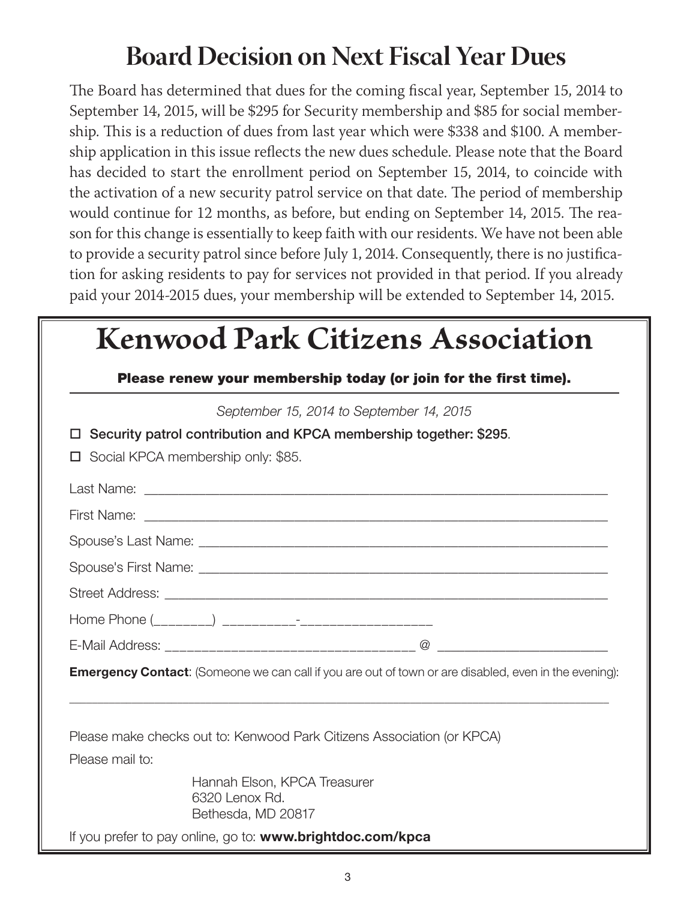# Board Decision on Next Fiscal Year Dues

The Board has determined that dues for the coming fiscal year, September 15, 2014 to September 14, 2015, will be $295 for Security membership and $85 for social membership. This is a reduction of dues from last year which were $338 and $100. A membership application in this issue reflects the new dues schedule. Please note that the Board has decided to start the enrollment period on September 15, 2014, to coincide with the activation of a new security patrol service on that date. The period of membership would continue for 12 months, as before, but ending on September 14, 2015. The reason for this change is essentially to keep faith with our residents. We have not been able to provide a security patrol since before July 1, 2014. Consequently, there is no justification for asking residents to pay for services not provided in that period. If you already paid your 2014-2015 dues, your membership will be extended to September 14, 2015.

# Kenwood Park Citizens Association

**Please renew your membership today (or join for the first time).**

*September 15, 2014 to September 14, 2015*

☐ **Security patrol contribution and KPCA membership together: $295**.

☐ Social KPCA membership only: $85.

Last Name: ______________________________________________

First Name: ______________________________________________

Spouse's Last Name: ______________________________________

Spouse's First Name: ______________________________________

Street Address: __________________________________________

Home Phone (________) __________-_________________

E-Mail Address: ______________________________ @ ______________________

**Emergency Contact**: (Someone we can call if you are out of town or are disabled, even in the evening):

______________________________________________________________

Please make checks out to: Kenwood Park Citizens Association (or KPCA)

Please mail to:

Hannah Elson, KPCA Treasurer
6320 Lenox Rd.
Bethesda, MD 20817

If you prefer to pay online, go to: **www.brightdoc.com/kpca**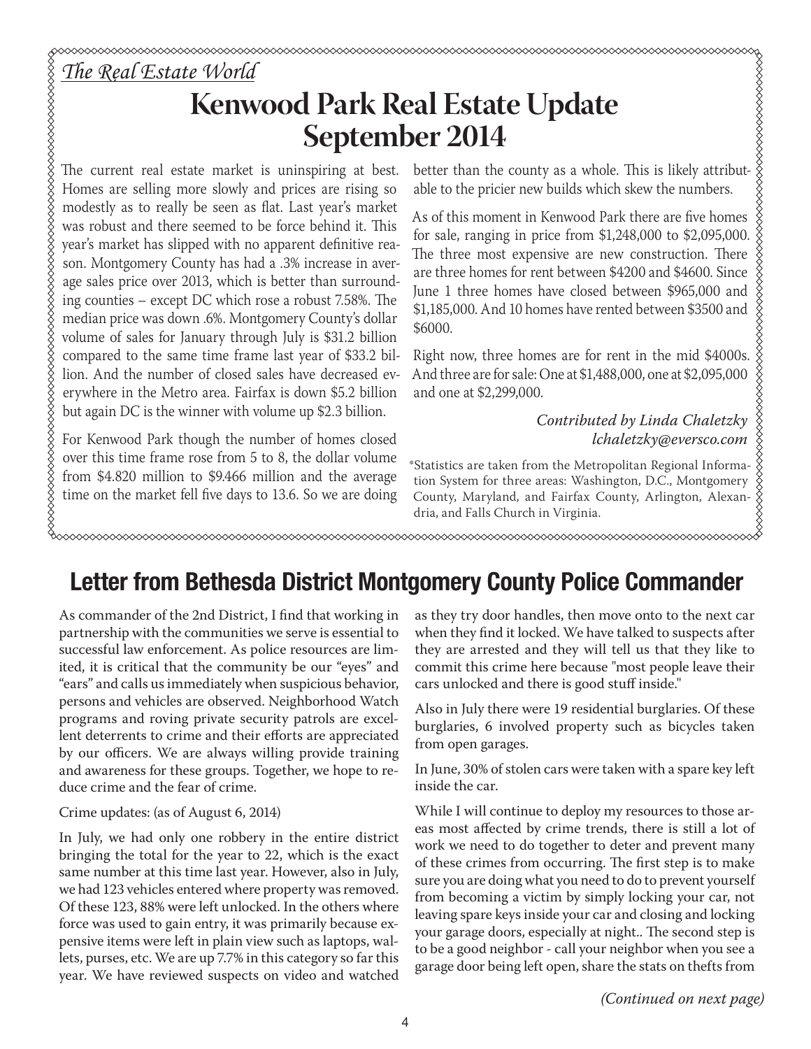*The Real Estate World*

# Kenwood Park Real Estate Update September 2014

The current real estate market is uninspiring at best. Homes are selling more slowly and prices are rising so modestly as to really be seen as flat. Last year's market was robust and there seemed to be force behind it. This year's market has slipped with no apparent definitive reason. Montgomery County has had a .3% increase in average sales price over 2013, which is better than surrounding counties – except DC which rose a robust 7.58%. The median price was down .6%. Montgomery County's dollar volume of sales for January through July is $31.2 billion compared to the same time frame last year of $33.2 billion. And the number of closed sales have decreased everywhere in the Metro area. Fairfax is down $5.2 billion but again DC is the winner with volume up $2.3 billion.

For Kenwood Park though the number of homes closed over this time frame rose from 5 to 8, the dollar volume from $4.820 million to $9.466 million and the average time on the market fell five days to 13.6. So we are doing better than the county as a whole. This is likely attributable to the pricier new builds which skew the numbers.

As of this moment in Kenwood Park there are five homes for sale, ranging in price from $1,248,000 to $2,095,000. The three most expensive are new construction. There are three homes for rent between $4200 and $4600. Since June 1 three homes have closed between $965,000 and $1,185,000. And 10 homes have rented between $3500 and $6000.

Right now, three homes are for rent in the mid $4000s. And three are for sale: One at $1,488,000, one at $2,095,000 and one at $2,299,000.

*Contributed by Linda Chaletzky*
*lchaletzky@eversco.com*

*Statistics are taken from the Metropolitan Regional Information System for three areas: Washington, D.C., Montgomery County, Maryland, and Fairfax County, Arlington, Alexandria, and Falls Church in Virginia.

## Letter from Bethesda District Montgomery County Police Commander

As commander of the 2nd District, I find that working in partnership with the communities we serve is essential to successful law enforcement. As police resources are limited, it is critical that the community be our "eyes" and "ears" and calls us immediately when suspicious behavior, persons and vehicles are observed. Neighborhood Watch programs and roving private security patrols are excellent deterrents to crime and their efforts are appreciated by our officers. We are always willing provide training and awareness for these groups. Together, we hope to reduce crime and the fear of crime.

Crime updates: (as of August 6, 2014)

In July, we had only one robbery in the entire district bringing the total for the year to 22, which is the exact same number at this time last year. However, also in July, we had 123 vehicles entered where property was removed. Of these 123, 88% were left unlocked. In the others where force was used to gain entry, it was primarily because expensive items were left in plain view such as laptops, wallets, purses, etc. We are up 7.7% in this category so far this year. We have reviewed suspects on video and watched as they try door handles, then move onto to the next car when they find it locked. We have talked to suspects after they are arrested and they will tell us that they like to commit this crime here because "most people leave their cars unlocked and there is good stuff inside."

Also in July there were 19 residential burglaries. Of these burglaries, 6 involved property such as bicycles taken from open garages.

In June, 30% of stolen cars were taken with a spare key left inside the car.

While I will continue to deploy my resources to those areas most affected by crime trends, there is still a lot of work we need to do together to deter and prevent many of these crimes from occurring. The first step is to make sure you are doing what you need to do to prevent yourself from becoming a victim by simply locking your car, not leaving spare keys inside your car and closing and locking your garage doors, especially at night.. The second step is to be a good neighbor - call your neighbor when you see a garage door being left open, share the stats on thefts from

*(Continued on next page)*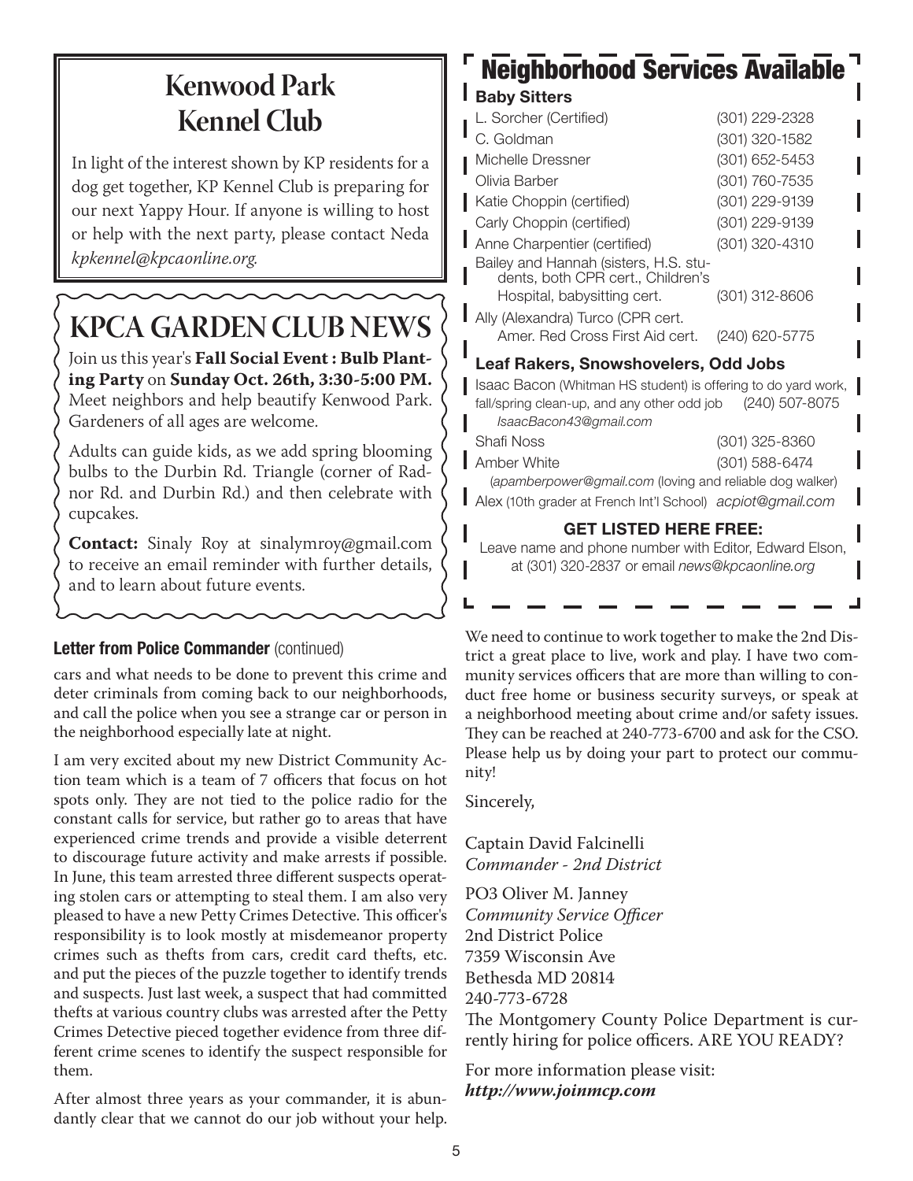# Kenwood Park Kennel Club

In light of the interest shown by KP residents for a dog get together, KP Kennel Club is preparing for our next Yappy Hour. If anyone is willing to host or help with the next party, please contact Neda *kpkennel@kpcaonline.org.*

# KPCA GARDEN CLUB NEWS

Join us this year's **Fall Social Event : Bulb Planting Party** on **Sunday Oct. 26th, 3:30-5:00 PM.** Meet neighbors and help beautify Kenwood Park. Gardeners of all ages are welcome.

Adults can guide kids, as we add spring blooming bulbs to the Durbin Rd. Triangle (corner of Radnor Rd. and Durbin Rd.) and then celebrate with cupcakes.

**Contact:** Sinaly Roy at sinalymroy@gmail.com to receive an email reminder with further details, and to learn about future events.

### Letter from Police Commander (continued)

cars and what needs to be done to prevent this crime and deter criminals from coming back to our neighborhoods, and call the police when you see a strange car or person in the neighborhood especially late at night.

I am very excited about my new District Community Action team which is a team of 7 officers that focus on hot spots only. They are not tied to the police radio for the constant calls for service, but rather go to areas that have experienced crime trends and provide a visible deterrent to discourage future activity and make arrests if possible. In June, this team arrested three different suspects operating stolen cars or attempting to steal them. I am also very pleased to have a new Petty Crimes Detective. This officer's responsibility is to look mostly at misdemeanor property crimes such as thefts from cars, credit card thefts, etc. and put the pieces of the puzzle together to identify trends and suspects. Just last week, a suspect that had committed thefts at various country clubs was arrested after the Petty Crimes Detective pieced together evidence from three different crime scenes to identify the suspect responsible for them.

After almost three years as your commander, it is abundantly clear that we cannot do our job without your help. We need to continue to work together to make the 2nd District a great place to live, work and play. I have two community services officers that are more than willing to conduct free home or business security surveys, or speak at a neighborhood meeting about crime and/or safety issues. They can be reached at 240-773-6700 and ask for the CSO. Please help us by doing your part to protect our community!

Sincerely,

Captain David Falcinelli
*Commander - 2nd District*

PO3 Oliver M. Janney
*Community Service Officer*
2nd District Police
7359 Wisconsin Ave
Bethesda MD 20814
240-773-6728

The Montgomery County Police Department is currently hiring for police officers. ARE YOU READY?

For more information please visit:
***http://www.joinmcp.com***

# Neighborhood Services Available

**Baby Sitters**

| Name | Phone |
|---|---|
| L. Sorcher (Certified) | (301) 229-2328 |
| C. Goldman | (301) 320-1582 |
| Michelle Dressner | (301) 652-5453 |
| Olivia Barber | (301) 760-7535 |
| Katie Choppin (certified) | (301) 229-9139 |
| Carly Choppin (certified) | (301) 229-9139 |
| Anne Charpentier (certified) | (301) 320-4310 |
| Bailey and Hannah (sisters, H.S. students, both CPR cert., Children's Hospital, babysitting cert. | (301) 312-8606 |
| Ally (Alexandra) Turco (CPR cert. Amer. Red Cross First Aid cert. | (240) 620-5775 |

**Leaf Rakers, Snowshovelers, Odd Jobs**

Isaac Bacon (Whitman HS student) is offering to do yard work, fall/spring clean-up, and any other odd job (240) 507-8075
*IsaacBacon43@gmail.com*

Shafi Noss (301) 325-8360

Amber White (301) 588-6474
(*apamberpower@gmail.com* (loving and reliable dog walker)

Alex (10th grader at French Int'l School) *acpiot@gmail.com*

**GET LISTED HERE FREE:**

Leave name and phone number with Editor, Edward Elson, at (301) 320-2837 or email *news@kpcaonline.org*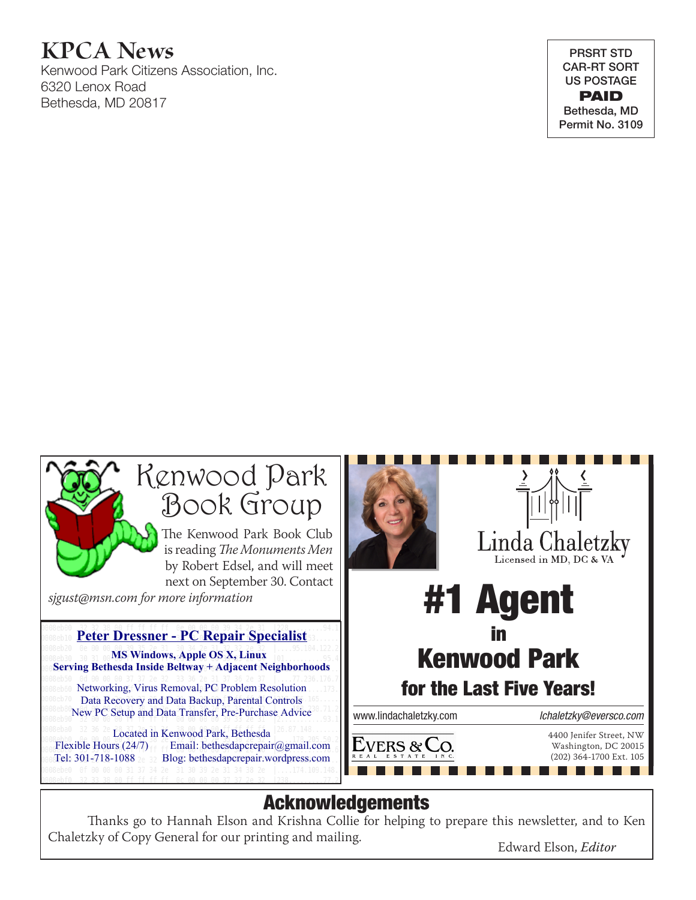# KPCA News

Kenwood Park Citizens Association, Inc.
6320 Lenox Road
Bethesda, MD 20817

PRSRT STD
CAR-RT SORT
US POSTAGE
**PAID**
Bethesda, MD
Permit No. 3109

## Kenwood Park Book Group

The Kenwood Park Book Club is reading *The Monuments Men* by Robert Edsel, and will meet next on September 30. Contact *sjgust@msn.com for more information*

**Peter Dressner - PC Repair Specialist**

**MS Windows, Apple OS X, Linux**
**Serving Bethesda Inside Beltway + Adjacent Neighborhoods**

Networking, Virus Removal, PC Problem Resolution
Data Recovery and Data Backup, Parental Controls
New PC Setup and Data Transfer, Pre-Purchase Advice

Located in Kenwood Park, Bethesda
Flexible Hours (24/7) Email: bethesdapcrepair@gmail.com
Tel: 301-718-1088 Blog: bethesdapcrepair.wordpress.com

Linda Chaletzky
Licensed in MD, DC & VA

**#1 Agent in Kenwood Park for the Last Five Years!**

www.lindachaletzky.com lchaletzky@eversco.com

Evers & Co. Real Estate Inc.
4400 Jenifer Street, NW
Washington, DC 20015
(202) 364-1700 Ext. 105

## Acknowledgements

Thanks go to Hannah Elson and Krishna Collie for helping to prepare this newsletter, and to Ken Chaletzky of Copy General for our printing and mailing.

Edward Elson, *Editor*